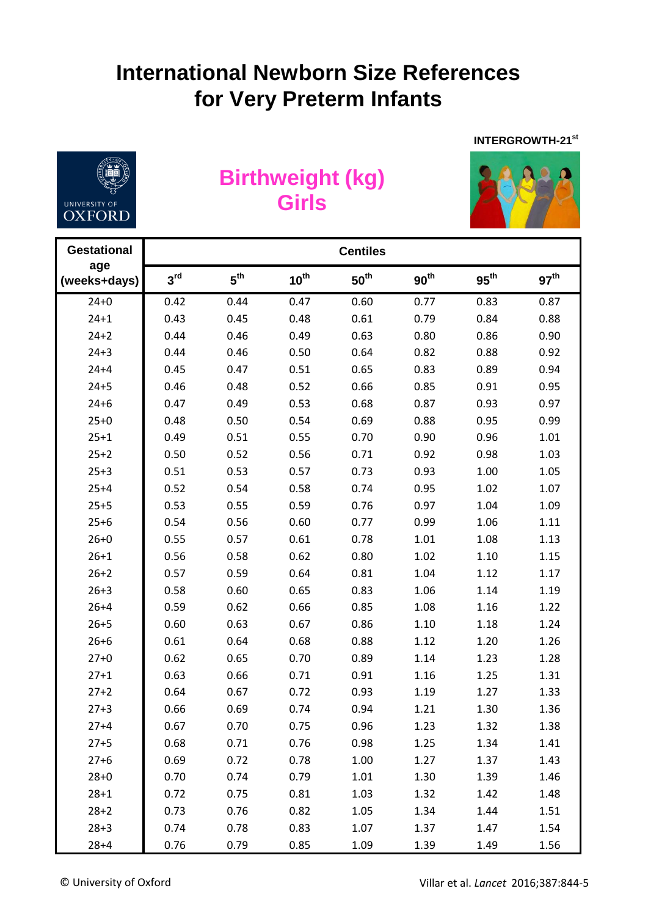# International Newborn Size References for Very Preterm Infants

INTERGROWTH-21st

## Birthweight (kg) Girls

| Gestational age (weeks+days) | Centiles | | | | | | |
|---|---|---|---|---|---|---|---|
| | 3rd | 5th | 10th | 50th | 90th | 95th | 97th |
| 24+0 | 0.42 | 0.44 | 0.47 | 0.60 | 0.77 | 0.83 | 0.87 |
| 24+1 | 0.43 | 0.45 | 0.48 | 0.61 | 0.79 | 0.84 | 0.88 |
| 24+2 | 0.44 | 0.46 | 0.49 | 0.63 | 0.80 | 0.86 | 0.90 |
| 24+3 | 0.44 | 0.46 | 0.50 | 0.64 | 0.82 | 0.88 | 0.92 |
| 24+4 | 0.45 | 0.47 | 0.51 | 0.65 | 0.83 | 0.89 | 0.94 |
| 24+5 | 0.46 | 0.48 | 0.52 | 0.66 | 0.85 | 0.91 | 0.95 |
| 24+6 | 0.47 | 0.49 | 0.53 | 0.68 | 0.87 | 0.93 | 0.97 |
| 25+0 | 0.48 | 0.50 | 0.54 | 0.69 | 0.88 | 0.95 | 0.99 |
| 25+1 | 0.49 | 0.51 | 0.55 | 0.70 | 0.90 | 0.96 | 1.01 |
| 25+2 | 0.50 | 0.52 | 0.56 | 0.71 | 0.92 | 0.98 | 1.03 |
| 25+3 | 0.51 | 0.53 | 0.57 | 0.73 | 0.93 | 1.00 | 1.05 |
| 25+4 | 0.52 | 0.54 | 0.58 | 0.74 | 0.95 | 1.02 | 1.07 |
| 25+5 | 0.53 | 0.55 | 0.59 | 0.76 | 0.97 | 1.04 | 1.09 |
| 25+6 | 0.54 | 0.56 | 0.60 | 0.77 | 0.99 | 1.06 | 1.11 |
| 26+0 | 0.55 | 0.57 | 0.61 | 0.78 | 1.01 | 1.08 | 1.13 |
| 26+1 | 0.56 | 0.58 | 0.62 | 0.80 | 1.02 | 1.10 | 1.15 |
| 26+2 | 0.57 | 0.59 | 0.64 | 0.81 | 1.04 | 1.12 | 1.17 |
| 26+3 | 0.58 | 0.60 | 0.65 | 0.83 | 1.06 | 1.14 | 1.19 |
| 26+4 | 0.59 | 0.62 | 0.66 | 0.85 | 1.08 | 1.16 | 1.22 |
| 26+5 | 0.60 | 0.63 | 0.67 | 0.86 | 1.10 | 1.18 | 1.24 |
| 26+6 | 0.61 | 0.64 | 0.68 | 0.88 | 1.12 | 1.20 | 1.26 |
| 27+0 | 0.62 | 0.65 | 0.70 | 0.89 | 1.14 | 1.23 | 1.28 |
| 27+1 | 0.63 | 0.66 | 0.71 | 0.91 | 1.16 | 1.25 | 1.31 |
| 27+2 | 0.64 | 0.67 | 0.72 | 0.93 | 1.19 | 1.27 | 1.33 |
| 27+3 | 0.66 | 0.69 | 0.74 | 0.94 | 1.21 | 1.30 | 1.36 |
| 27+4 | 0.67 | 0.70 | 0.75 | 0.96 | 1.23 | 1.32 | 1.38 |
| 27+5 | 0.68 | 0.71 | 0.76 | 0.98 | 1.25 | 1.34 | 1.41 |
| 27+6 | 0.69 | 0.72 | 0.78 | 1.00 | 1.27 | 1.37 | 1.43 |
| 28+0 | 0.70 | 0.74 | 0.79 | 1.01 | 1.30 | 1.39 | 1.46 |
| 28+1 | 0.72 | 0.75 | 0.81 | 1.03 | 1.32 | 1.42 | 1.48 |
| 28+2 | 0.73 | 0.76 | 0.82 | 1.05 | 1.34 | 1.44 | 1.51 |
| 28+3 | 0.74 | 0.78 | 0.83 | 1.07 | 1.37 | 1.47 | 1.54 |
| 28+4 | 0.76 | 0.79 | 0.85 | 1.09 | 1.39 | 1.49 | 1.56 |

© University of Oxford

Villar et al. *Lancet* 2016;387:844-5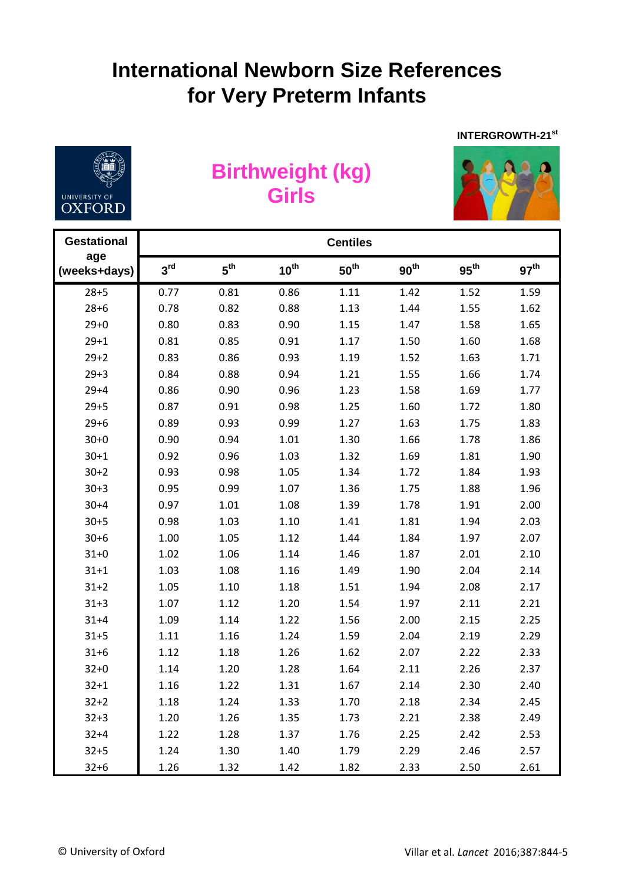# International Newborn Size References for Very Preterm Infants

INTERGROWTH-21st

UNIVERSITY OF OXFORD

## Birthweight (kg) Girls

| Gestational age (weeks+days) | Centiles | | | | | | |
|---|---|---|---|---|---|---|---|
| | 3rd | 5th | 10th | 50th | 90th | 95th | 97th |
| 28+5 | 0.77 | 0.81 | 0.86 | 1.11 | 1.42 | 1.52 | 1.59 |
| 28+6 | 0.78 | 0.82 | 0.88 | 1.13 | 1.44 | 1.55 | 1.62 |
| 29+0 | 0.80 | 0.83 | 0.90 | 1.15 | 1.47 | 1.58 | 1.65 |
| 29+1 | 0.81 | 0.85 | 0.91 | 1.17 | 1.50 | 1.60 | 1.68 |
| 29+2 | 0.83 | 0.86 | 0.93 | 1.19 | 1.52 | 1.63 | 1.71 |
| 29+3 | 0.84 | 0.88 | 0.94 | 1.21 | 1.55 | 1.66 | 1.74 |
| 29+4 | 0.86 | 0.90 | 0.96 | 1.23 | 1.58 | 1.69 | 1.77 |
| 29+5 | 0.87 | 0.91 | 0.98 | 1.25 | 1.60 | 1.72 | 1.80 |
| 29+6 | 0.89 | 0.93 | 0.99 | 1.27 | 1.63 | 1.75 | 1.83 |
| 30+0 | 0.90 | 0.94 | 1.01 | 1.30 | 1.66 | 1.78 | 1.86 |
| 30+1 | 0.92 | 0.96 | 1.03 | 1.32 | 1.69 | 1.81 | 1.90 |
| 30+2 | 0.93 | 0.98 | 1.05 | 1.34 | 1.72 | 1.84 | 1.93 |
| 30+3 | 0.95 | 0.99 | 1.07 | 1.36 | 1.75 | 1.88 | 1.96 |
| 30+4 | 0.97 | 1.01 | 1.08 | 1.39 | 1.78 | 1.91 | 2.00 |
| 30+5 | 0.98 | 1.03 | 1.10 | 1.41 | 1.81 | 1.94 | 2.03 |
| 30+6 | 1.00 | 1.05 | 1.12 | 1.44 | 1.84 | 1.97 | 2.07 |
| 31+0 | 1.02 | 1.06 | 1.14 | 1.46 | 1.87 | 2.01 | 2.10 |
| 31+1 | 1.03 | 1.08 | 1.16 | 1.49 | 1.90 | 2.04 | 2.14 |
| 31+2 | 1.05 | 1.10 | 1.18 | 1.51 | 1.94 | 2.08 | 2.17 |
| 31+3 | 1.07 | 1.12 | 1.20 | 1.54 | 1.97 | 2.11 | 2.21 |
| 31+4 | 1.09 | 1.14 | 1.22 | 1.56 | 2.00 | 2.15 | 2.25 |
| 31+5 | 1.11 | 1.16 | 1.24 | 1.59 | 2.04 | 2.19 | 2.29 |
| 31+6 | 1.12 | 1.18 | 1.26 | 1.62 | 2.07 | 2.22 | 2.33 |
| 32+0 | 1.14 | 1.20 | 1.28 | 1.64 | 2.11 | 2.26 | 2.37 |
| 32+1 | 1.16 | 1.22 | 1.31 | 1.67 | 2.14 | 2.30 | 2.40 |
| 32+2 | 1.18 | 1.24 | 1.33 | 1.70 | 2.18 | 2.34 | 2.45 |
| 32+3 | 1.20 | 1.26 | 1.35 | 1.73 | 2.21 | 2.38 | 2.49 |
| 32+4 | 1.22 | 1.28 | 1.37 | 1.76 | 2.25 | 2.42 | 2.53 |
| 32+5 | 1.24 | 1.30 | 1.40 | 1.79 | 2.29 | 2.46 | 2.57 |
| 32+6 | 1.26 | 1.32 | 1.42 | 1.82 | 2.33 | 2.50 | 2.61 |

© University of Oxford

Villar et al. *Lancet* 2016;387:844-5